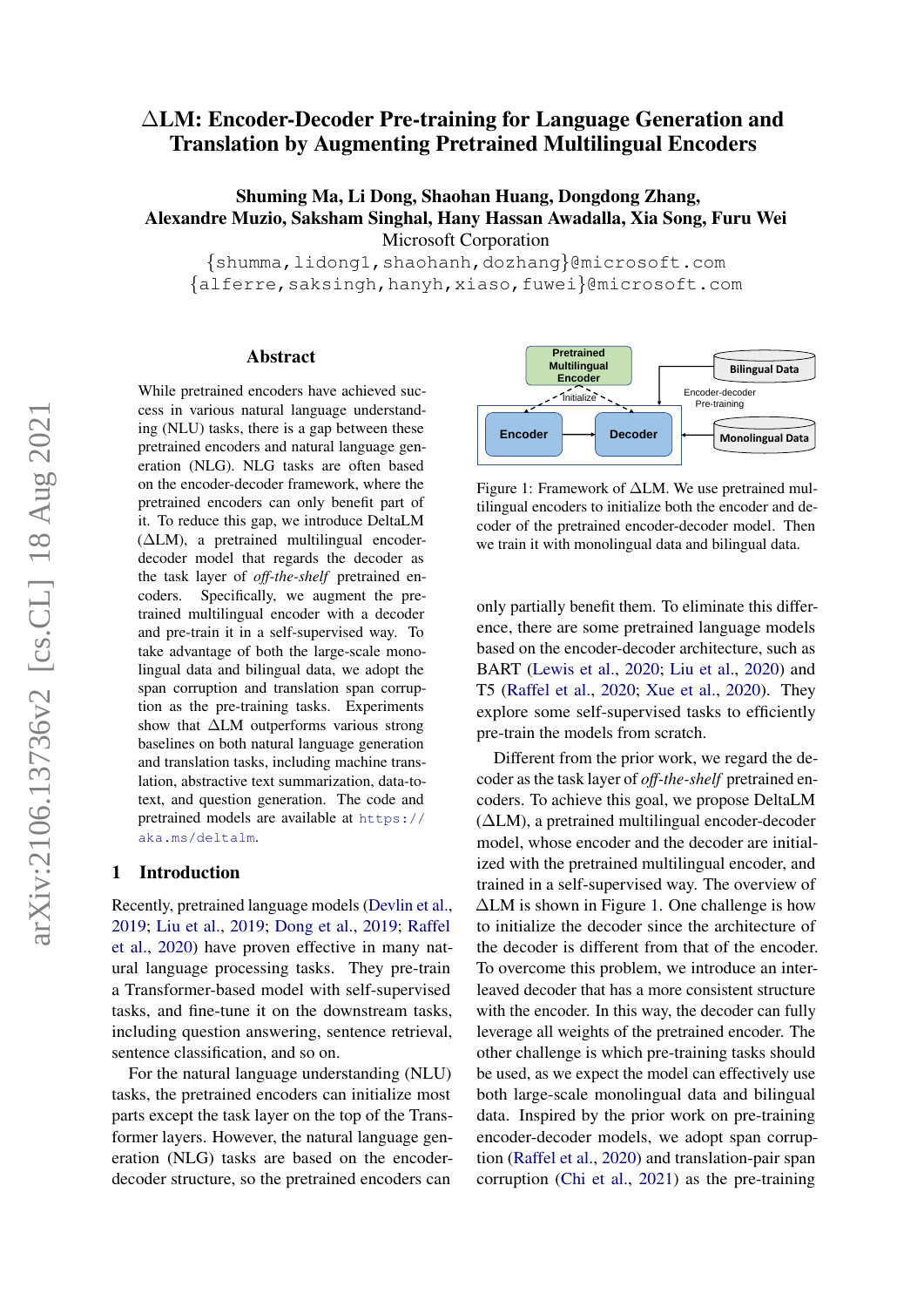# ΔLM: Encoder-Decoder Pre-training for Language Generation and Translation by Augmenting Pretrained Multilingual Encoders

**Shuming Ma, Li Dong, Shaohan Huang, Dongdong Zhang,**
**Alexandre Muzio, Saksham Singhal, Hany Hassan Awadalla, Xia Song, Furu Wei**
Microsoft Corporation
{shumma,lidong1,shaohanh,dozhang}@microsoft.com
{alferre,saksingh,hanyh,xiaso,fuwei}@microsoft.com

## Abstract

While pretrained encoders have achieved success in various natural language understanding (NLU) tasks, there is a gap between these pretrained encoders and natural language generation (NLG). NLG tasks are often based on the encoder-decoder framework, where the pretrained encoders can only benefit part of it. To reduce this gap, we introduce DeltaLM (ΔLM), a pretrained multilingual encoder-decoder model that regards the decoder as the task layer of *off-the-shelf* pretrained encoders. Specifically, we augment the pretrained multilingual encoder with a decoder and pre-train it in a self-supervised way. To take advantage of both the large-scale monolingual data and bilingual data, we adopt the span corruption and translation span corruption as the pre-training tasks. Experiments show that ΔLM outperforms various strong baselines on both natural language generation and translation tasks, including machine translation, abstractive text summarization, data-to-text, and question generation. The code and pretrained models are available at https://aka.ms/deltalm.

Figure 1: Framework of ΔLM. We use pretrained multilingual encoders to initialize both the encoder and decoder of the pretrained encoder-decoder model. Then we train it with monolingual data and bilingual data.

## 1 Introduction

Recently, pretrained language models (Devlin et al., 2019; Liu et al., 2019; Dong et al., 2019; Raffel et al., 2020) have proven effective in many natural language processing tasks. They pre-train a Transformer-based model with self-supervised tasks, and fine-tune it on the downstream tasks, including question answering, sentence retrieval, sentence classification, and so on.

For the natural language understanding (NLU) tasks, the pretrained encoders can initialize most parts except the task layer on the top of the Transformer layers. However, the natural language generation (NLG) tasks are based on the encoder-decoder structure, so the pretrained encoders can only partially benefit them. To eliminate this difference, there are some pretrained language models based on the encoder-decoder architecture, such as BART (Lewis et al., 2020; Liu et al., 2020) and T5 (Raffel et al., 2020; Xue et al., 2020). They explore some self-supervised tasks to efficiently pre-train the models from scratch.

Different from the prior work, we regard the decoder as the task layer of *off-the-shelf* pretrained encoders. To achieve this goal, we propose DeltaLM (ΔLM), a pretrained multilingual encoder-decoder model, whose encoder and the decoder are initialized with the pretrained multilingual encoder, and trained in a self-supervised way. The overview of ΔLM is shown in Figure 1. One challenge is how to initialize the decoder since the architecture of the decoder is different from that of the encoder. To overcome this problem, we introduce an interleaved decoder that has a more consistent structure with the encoder. In this way, the decoder can fully leverage all weights of the pretrained encoder. The other challenge is which pre-training tasks should be used, as we expect the model can effectively use both large-scale monolingual data and bilingual data. Inspired by the prior work on pre-training encoder-decoder models, we adopt span corruption (Raffel et al., 2020) and translation-pair span corruption (Chi et al., 2021) as the pre-training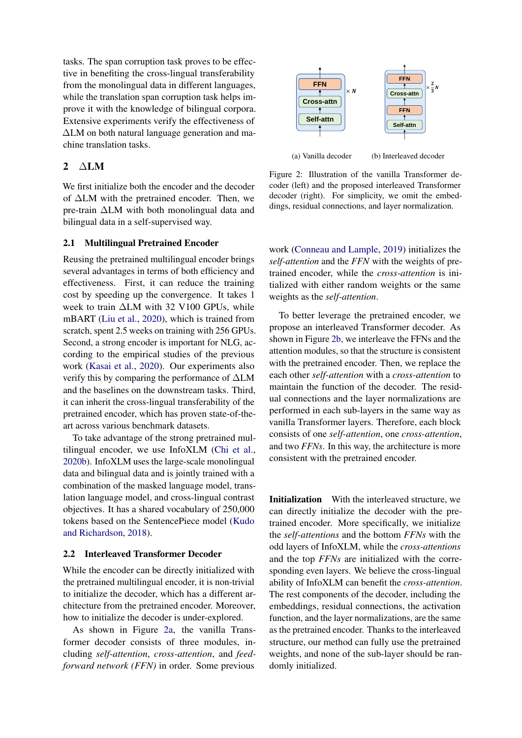tasks. The span corruption task proves to be effective in benefiting the cross-lingual transferability from the monolingual data in different languages, while the translation span corruption task helps improve it with the knowledge of bilingual corpora. Extensive experiments verify the effectiveness of ΔLM on both natural language generation and machine translation tasks.

## 2 ΔLM

We first initialize both the encoder and the decoder of ΔLM with the pretrained encoder. Then, we pre-train ΔLM with both monolingual data and bilingual data in a self-supervised way.

### 2.1 Multilingual Pretrained Encoder

Reusing the pretrained multilingual encoder brings several advantages in terms of both efficiency and effectiveness. First, it can reduce the training cost by speeding up the convergence. It takes 1 week to train ΔLM with 32 V100 GPUs, while mBART (Liu et al., 2020), which is trained from scratch, spent 2.5 weeks on training with 256 GPUs. Second, a strong encoder is important for NLG, according to the empirical studies of the previous work (Kasai et al., 2020). Our experiments also verify this by comparing the performance of ΔLM and the baselines on the downstream tasks. Third, it can inherit the cross-lingual transferability of the pretrained encoder, which has proven state-of-the-art across various benchmark datasets.

To take advantage of the strong pretrained multilingual encoder, we use InfoXLM (Chi et al., 2020b). InfoXLM uses the large-scale monolingual data and bilingual data and is jointly trained with a combination of the masked language model, translation language model, and cross-lingual contrast objectives. It has a shared vocabulary of 250,000 tokens based on the SentencePiece model (Kudo and Richardson, 2018).

### 2.2 Interleaved Transformer Decoder

While the encoder can be directly initialized with the pretrained multilingual encoder, it is non-trivial to initialize the decoder, which has a different architecture from the pretrained encoder. Moreover, how to initialize the decoder is under-explored.

As shown in Figure 2a, the vanilla Transformer decoder consists of three modules, including *self-attention*, *cross-attention*, and *feed-forward network (FFN)* in order. Some previous work (Conneau and Lample, 2019) initializes the *self-attention* and the *FFN* with the weights of pretrained encoder, while the *cross-attention* is initialized with either random weights or the same weights as the *self-attention*.

(a) Vanilla decoder (b) Interleaved decoder

Figure 2: Illustration of the vanilla Transformer decoder (left) and the proposed interleaved Transformer decoder (right). For simplicity, we omit the embeddings, residual connections, and layer normalization.

To better leverage the pretrained encoder, we propose an interleaved Transformer decoder. As shown in Figure 2b, we interleave the FFNs and the attention modules, so that the structure is consistent with the pretrained encoder. Then, we replace the each other *self-attention* with a *cross-attention* to maintain the function of the decoder. The residual connections and the layer normalizations are performed in each sub-layers in the same way as vanilla Transformer layers. Therefore, each block consists of one *self-attention*, one *cross-attention*, and two *FFNs*. In this way, the architecture is more consistent with the pretrained encoder.

**Initialization** With the interleaved structure, we can directly initialize the decoder with the pretrained encoder. More specifically, we initialize the *self-attentions* and the bottom *FFNs* with the odd layers of InfoXLM, while the *cross-attentions* and the top *FFNs* are initialized with the corresponding even layers. We believe the cross-lingual ability of InfoXLM can benefit the *cross-attention*. The rest components of the decoder, including the embeddings, residual connections, the activation function, and the layer normalizations, are the same as the pretrained encoder. Thanks to the interleaved structure, our method can fully use the pretrained weights, and none of the sub-layer should be randomly initialized.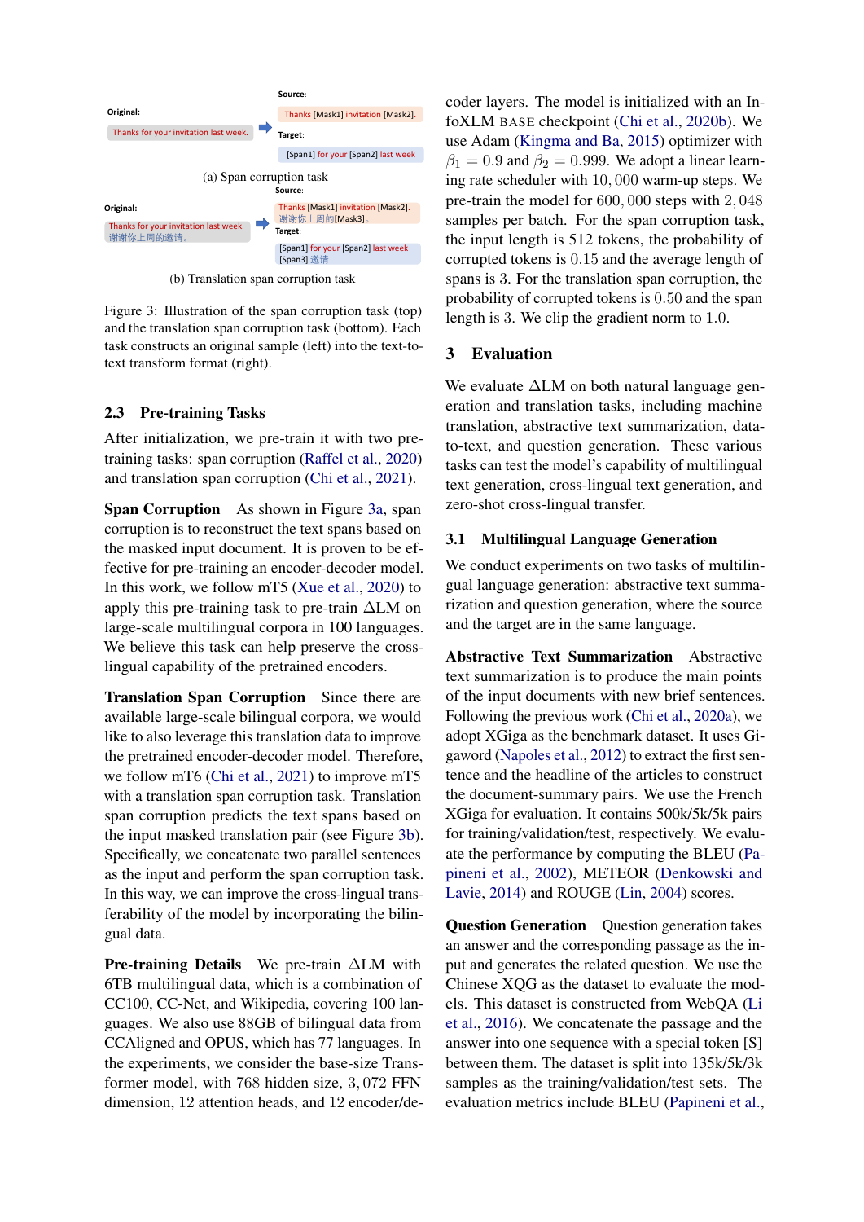Original:

Thanks for your invitation last week.

Source:

Thanks [Mask1] invitation [Mask2].

Target:

[Span1] for your [Span2] last week

(a) Span corruption task

Original:

Thanks for your invitation last week.
谢谢你上周的邀请。

Source:

Thanks [Mask1] invitation [Mask2].
谢谢你上周的[Mask3]。

Target:

[Span1] for your [Span2] last week
[Span3] 邀请

(b) Translation span corruption task

Figure 3: Illustration of the span corruption task (top) and the translation span corruption task (bottom). Each task constructs an original sample (left) into the text-to-text transform format (right).

### 2.3 Pre-training Tasks

After initialization, we pre-train it with two pre-training tasks: span corruption (Raffel et al., 2020) and translation span corruption (Chi et al., 2021).

**Span Corruption** As shown in Figure 3a, span corruption is to reconstruct the text spans based on the masked input document. It is proven to be effective for pre-training an encoder-decoder model. In this work, we follow mT5 (Xue et al., 2020) to apply this pre-training task to pre-train ΔLM on large-scale multilingual corpora in 100 languages. We believe this task can help preserve the cross-lingual capability of the pretrained encoders.

**Translation Span Corruption** Since there are available large-scale bilingual corpora, we would like to also leverage this translation data to improve the pretrained encoder-decoder model. Therefore, we follow mT6 (Chi et al., 2021) to improve mT5 with a translation span corruption task. Translation span corruption predicts the text spans based on the input masked translation pair (see Figure 3b). Specifically, we concatenate two parallel sentences as the input and perform the span corruption task. In this way, we can improve the cross-lingual transferability of the model by incorporating the bilingual data.

**Pre-training Details** We pre-train ΔLM with 6TB multilingual data, which is a combination of CC100, CC-Net, and Wikipedia, covering 100 languages. We also use 88GB of bilingual data from CCAligned and OPUS, which has 77 languages. In the experiments, we consider the base-size Transformer model, with 768 hidden size, $3,072$ FFN dimension, 12 attention heads, and 12 encoder/decoder layers. The model is initialized with an InfoXLM BASE checkpoint (Chi et al., 2020b). We use Adam (Kingma and Ba, 2015) optimizer with $\beta_1 = 0.9$ and $\beta_2 = 0.999$. We adopt a linear learning rate scheduler with $10,000$ warm-up steps. We pre-train the model for $600,000$ steps with $2,048$ samples per batch. For the span corruption task, the input length is 512 tokens, the probability of corrupted tokens is $0.15$ and the average length of spans is 3. For the translation span corruption task, the probability of corrupted tokens is $0.50$ and the span length is 3. We clip the gradient norm to $1.0$.

## 3 Evaluation

We evaluate ΔLM on both natural language generation and translation tasks, including machine translation, abstractive text summarization, data-to-text, and question generation. These various tasks can test the model's capability of multilingual text generation, cross-lingual text generation, and zero-shot cross-lingual transfer.

### 3.1 Multilingual Language Generation

We conduct experiments on two tasks of multilingual language generation: abstractive text summarization and question generation, where the source and the target are in the same language.

**Abstractive Text Summarization** Abstractive text summarization is to produce the main points of the input documents with new brief sentences. Following the previous work (Chi et al., 2020a), we adopt XGiga as the benchmark dataset. It uses Gigaword (Napoles et al., 2012) to extract the first sentence and the headline of the articles to construct the document-summary pairs. We use the French XGiga for evaluation. It contains 500k/5k/5k pairs for training/validation/test, respectively. We evaluate the performance by computing the BLEU (Papineni et al., 2002), METEOR (Denkowski and Lavie, 2014) and ROUGE (Lin, 2004) scores.

**Question Generation** Question generation takes an answer and the corresponding passage as the input and generates the related question. We use the Chinese XQG as the dataset to evaluate the models. This dataset is constructed from WebQA (Li et al., 2016). We concatenate the passage and the answer into one sequence with a special token [S] between them. The dataset is split into 135k/5k/3k samples as the training/validation/test sets. The evaluation metrics include BLEU (Papineni et al.,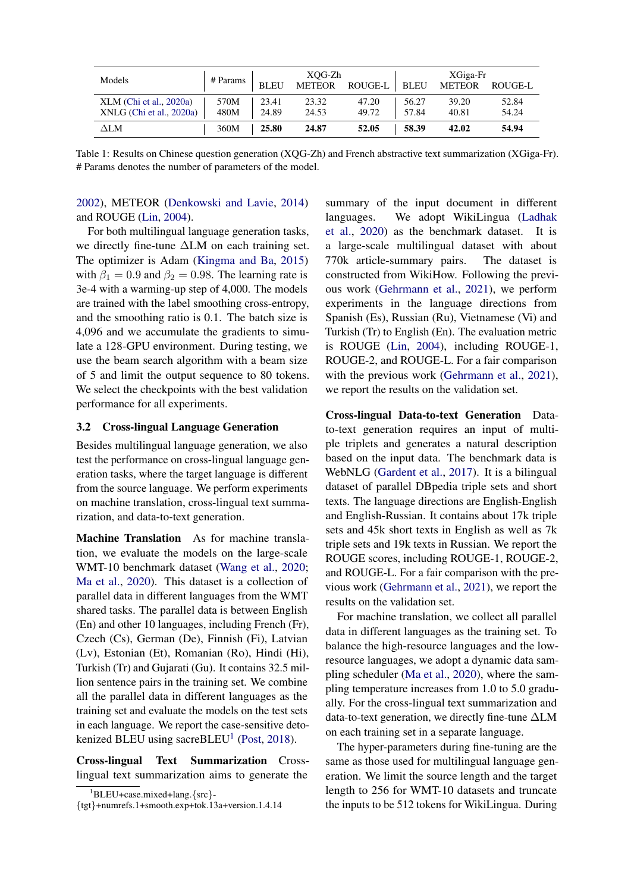| Models | # Params | XQG-Zh | | | XGiga-Fr | | |
|---|---|---|---|---|---|---|---|
| | | BLEU | METEOR | ROUGE-L | BLEU | METEOR | ROUGE-L |
| XLM (Chi et al., 2020a) | 570M | 23.41 | 23.32 | 47.20 | 56.27 | 39.20 | 52.84 |
| XNLG (Chi et al., 2020a) | 480M | 24.89 | 24.53 | 49.72 | 57.84 | 40.81 | 54.24 |
| ΔLM | 360M | **25.80** | **24.87** | **52.05** | **58.39** | **42.02** | **54.94** |

Table 1: Results on Chinese question generation (XQG-Zh) and French abstractive text summarization (XGiga-Fr). # Params denotes the number of parameters of the model.

2002), METEOR (Denkowski and Lavie, 2014) and ROUGE (Lin, 2004).

For both multilingual language generation tasks, we directly fine-tune ΔLM on each training set. The optimizer is Adam (Kingma and Ba, 2015) with $\beta_1 = 0.9$ and $\beta_2 = 0.98$. The learning rate is 3e-4 with a warming-up step of 4,000. The models are trained with the label smoothing cross-entropy, and the smoothing ratio is 0.1. The batch size is 4,096 and we accumulate the gradients to simulate a 128-GPU environment. During testing, we use the beam search algorithm with a beam size of 5 and limit the output sequence to 80 tokens. We select the checkpoints with the best validation performance for all experiments.

### 3.2 Cross-lingual Language Generation

Besides multilingual language generation, we also test the performance on cross-lingual language generation tasks, where the target language is different from the source language. We perform experiments on machine translation, cross-lingual text summarization, and data-to-text generation.

**Machine Translation** As for machine translation, we evaluate the models on the large-scale WMT-10 benchmark dataset (Wang et al., 2020; Ma et al., 2020). This dataset is a collection of parallel data in different languages from the WMT shared tasks. The parallel data is between English (En) and other 10 languages, including French (Fr), Czech (Cs), German (De), Finnish (Fi), Latvian (Lv), Estonian (Et), Romanian (Ro), Hindi (Hi), Turkish (Tr) and Gujarati (Gu). It contains 32.5 million sentence pairs in the training set. We combine all the parallel data in different languages as the training set and evaluate the models on the test sets in each language. We report the case-sensitive detokenized BLEU using sacreBLEU[1] (Post, 2018).

**Cross-lingual Text Summarization** Cross-lingual text summarization aims to generate the summary of the input document in different languages. We adopt WikiLingua (Ladhak et al., 2020) as the benchmark dataset. It is a large-scale multilingual dataset with about 770k article-summary pairs. The dataset is constructed from WikiHow. Following the previous work (Gehrmann et al., 2021), we perform experiments in the language directions from Spanish (Es), Russian (Ru), Vietnamese (Vi) and Turkish (Tr) to English (En). The evaluation metric is ROUGE (Lin, 2004), including ROUGE-1, ROUGE-2, and ROUGE-L. For a fair comparison with the previous work (Gehrmann et al., 2021), we report the results on the validation set.

**Cross-lingual Data-to-text Generation** Data-to-text generation requires an input of multiple triplets and generates a natural description based on the input data. The benchmark data is WebNLG (Gardent et al., 2017). It is a bilingual dataset of parallel DBpedia triple sets and short texts. The language directions are English-English and English-Russian. It contains about 17k triple sets and 45k short texts in English as well as 7k triple sets and 19k texts in Russian. We report the ROUGE scores, including ROUGE-1, ROUGE-2, and ROUGE-L. For a fair comparison with the previous work (Gehrmann et al., 2021), we report the results on the validation set.

For machine translation, we collect all parallel data in different languages as the training set. To balance the high-resource languages and the low-resource languages, we adopt a dynamic data sampling scheduler (Ma et al., 2020), where the sampling temperature increases from 1.0 to 5.0 gradually. For the cross-lingual text summarization and data-to-text generation, we directly fine-tune ΔLM on each training set in a separate language.

The hyper-parameters during fine-tuning are the same as those used for multilingual language generation. We limit the source length and the target length to 256 for WMT-10 datasets and truncate the inputs to be 512 tokens for WikiLingua. During

[1] BLEU+case.mixed+lang.{src}-{tgt}+numrefs.1+smooth.exp+tok.13a+version.1.4.14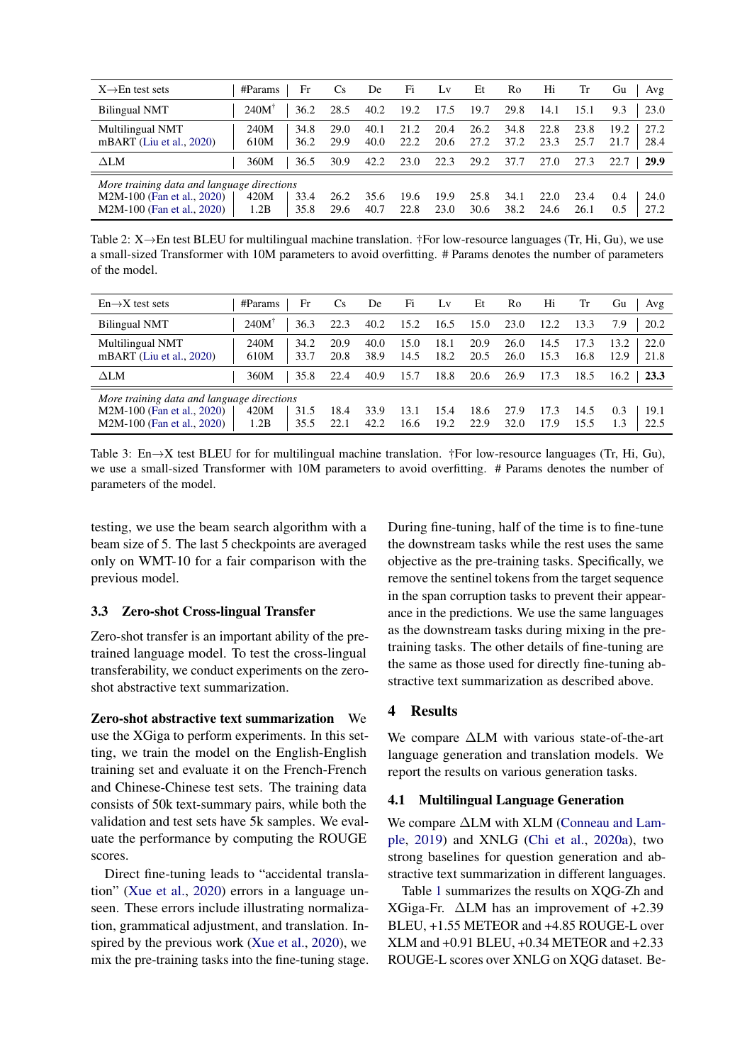| X→En test sets | #Params | Fr | Cs | De | Fi | Lv | Et | Ro | Hi | Tr | Gu | Avg |
|---|---|---|---|---|---|---|---|---|---|---|---|---|
| Bilingual NMT | 240M[†] | 36.2 | 28.5 | 40.2 | 19.2 | 17.5 | 19.7 | 29.8 | 14.1 | 15.1 | 9.3 | 23.0 |
| Multilingual NMT | 240M | 34.8 | 29.0 | 40.1 | 21.2 | 20.4 | 26.2 | 34.8 | 22.8 | 23.8 | 19.2 | 27.2 |
| mBART (Liu et al., 2020) | 610M | 36.2 | 29.9 | 40.0 | 22.2 | 20.6 | 27.2 | 37.2 | 23.3 | 25.7 | 21.7 | 28.4 |
| ΔLM | 360M | 36.5 | 30.9 | 42.2 | 23.0 | 22.3 | 29.2 | 37.7 | 27.0 | 27.3 | 22.7 | **29.9** |
| *More training data and language directions* | | | | | | | | | | | | |
| M2M-100 (Fan et al., 2020) | 420M | 33.4 | 26.2 | 35.6 | 19.6 | 19.9 | 25.8 | 34.1 | 22.0 | 23.4 | 0.4 | 24.0 |
| M2M-100 (Fan et al., 2020) | 1.2B | 35.8 | 29.6 | 40.7 | 22.8 | 23.0 | 30.6 | 38.2 | 24.6 | 26.1 | 0.5 | 27.2 |

Table 2: X→En test BLEU for multilingual machine translation. †For low-resource languages (Tr, Hi, Gu), we use a small-sized Transformer with 10M parameters to avoid overfitting. # Params denotes the number of parameters of the model.

| En→X test sets | #Params | Fr | Cs | De | Fi | Lv | Et | Ro | Hi | Tr | Gu | Avg |
|---|---|---|---|---|---|---|---|---|---|---|---|---|
| Bilingual NMT | 240M[†] | 36.3 | 22.3 | 40.2 | 15.2 | 16.5 | 15.0 | 23.0 | 12.2 | 13.3 | 7.9 | 20.2 |
| Multilingual NMT | 240M | 34.2 | 20.9 | 40.0 | 15.0 | 18.1 | 20.9 | 26.0 | 14.5 | 17.3 | 13.2 | 22.0 |
| mBART (Liu et al., 2020) | 610M | 33.7 | 20.8 | 38.9 | 14.5 | 18.2 | 20.5 | 26.0 | 15.3 | 16.8 | 12.9 | 21.8 |
| ΔLM | 360M | 35.8 | 22.4 | 40.9 | 15.7 | 18.8 | 20.6 | 26.9 | 17.3 | 18.5 | 16.2 | **23.3** |
| *More training data and language directions* | | | | | | | | | | | | |
| M2M-100 (Fan et al., 2020) | 420M | 31.5 | 18.4 | 33.9 | 13.1 | 15.4 | 18.6 | 27.9 | 17.3 | 14.5 | 0.3 | 19.1 |
| M2M-100 (Fan et al., 2020) | 1.2B | 35.5 | 22.1 | 42.2 | 16.6 | 19.2 | 22.9 | 32.0 | 17.9 | 15.5 | 1.3 | 22.5 |

Table 3: En→X test BLEU for for multilingual machine translation. †For low-resource languages (Tr, Hi, Gu), we use a small-sized Transformer with 10M parameters to avoid overfitting. # Params denotes the number of parameters of the model.

testing, we use the beam search algorithm with a beam size of 5. The last 5 checkpoints are averaged only on WMT-10 for a fair comparison with the previous model.

### 3.3 Zero-shot Cross-lingual Transfer

Zero-shot transfer is an important ability of the pre-trained language model. To test the cross-lingual transferability, we conduct experiments on the zero-shot abstractive text summarization.

**Zero-shot abstractive text summarization** We use the XGiga to perform experiments. In this setting, we train the model on the English-English training set and evaluate it on the French-French and Chinese-Chinese test sets. The training data consists of 50k text-summary pairs, while both the validation and test sets have 5k samples. We evaluate the performance by computing the ROUGE scores.

Direct fine-tuning leads to "accidental translation" (Xue et al., 2020) errors in a language unseen. These errors include illustrating normalization, grammatical adjustment, and translation. Inspired by the previous work (Xue et al., 2020), we mix the pre-training tasks into the fine-tuning stage. During fine-tuning, half of the time is to fine-tune the downstream tasks while the rest uses the same objective as the pre-training tasks. Specifically, we remove the sentinel tokens from the target sequence in the span corruption tasks to prevent their appearance in the predictions. We use the same languages as the downstream tasks during mixing in the pre-training tasks. The other details of fine-tuning are the same as those used for directly fine-tuning abstractive text summarization as described above.

## 4 Results

We compare ΔLM with various state-of-the-art language generation and translation models. We report the results on various generation tasks.

### 4.1 Multilingual Language Generation

We compare ΔLM with XLM (Conneau and Lample, 2019) and XNLG (Chi et al., 2020a), two strong baselines for question generation and abstractive text summarization in different languages.

Table 1 summarizes the results on XQG-Zh and XGiga-Fr. ΔLM has an improvement of +2.39 BLEU, +1.55 METEOR and +4.85 ROUGE-L over XLM and +0.91 BLEU, +0.34 METEOR and +2.33 ROUGE-L scores over XNLG on XQG dataset. Be-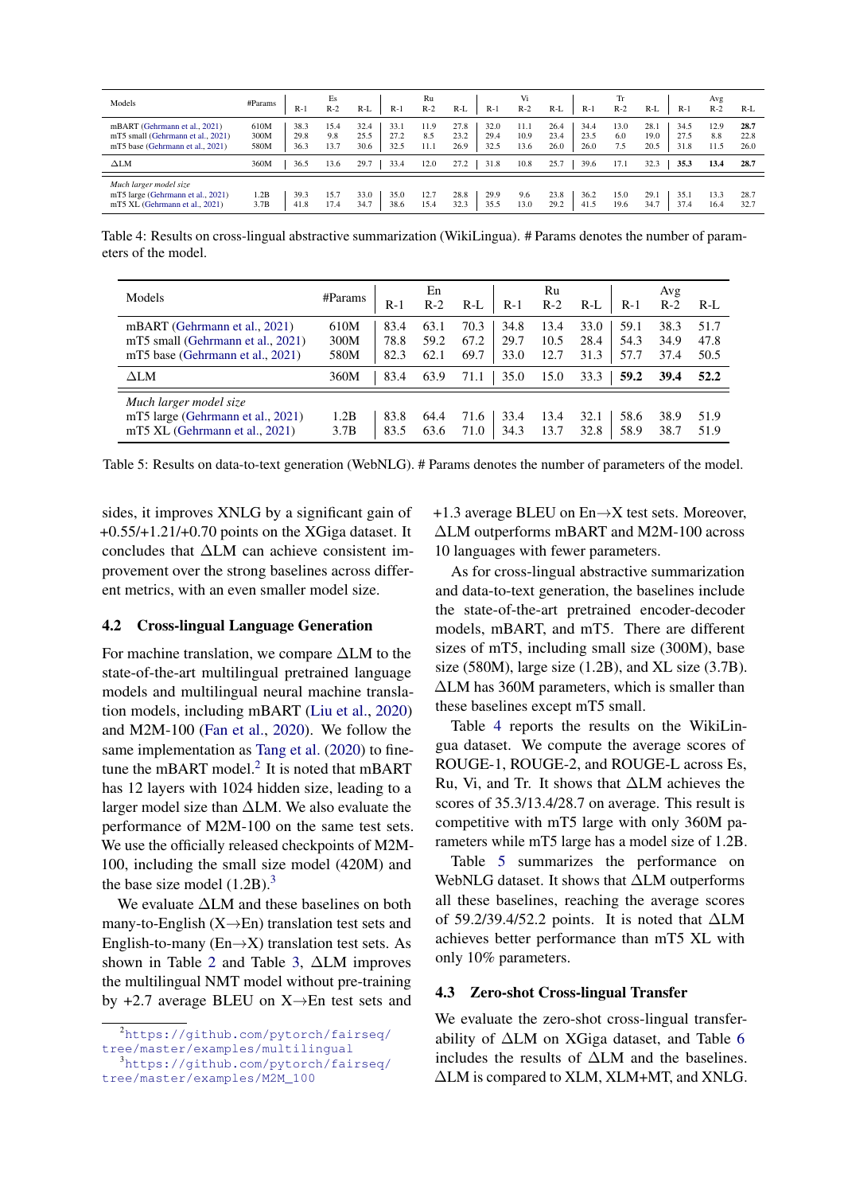| Models | #Params | Es | | | Ru | | | Vi | | | Tr | | | Avg | | |
|---|---|---|---|---|---|---|---|---|---|---|---|---|---|---|---|---|
| | | R-1 | R-2 | R-L | R-1 | R-2 | R-L | R-1 | R-2 | R-L | R-1 | R-2 | R-L | R-1 | R-2 | R-L |
| mBART (Gehrmann et al., 2021) | 610M | 38.3 | 15.4 | 32.4 | 33.1 | 11.9 | 27.8 | 32.0 | 11.1 | 26.4 | 34.4 | 13.0 | 28.1 | 34.5 | 12.9 | **28.7** |
| mT5 small (Gehrmann et al., 2021) | 300M | 29.8 | 9.8 | 25.5 | 27.2 | 8.5 | 23.2 | 29.4 | 10.9 | 23.4 | 23.5 | 6.0 | 19.0 | 27.5 | 8.8 | 22.8 |
| mT5 base (Gehrmann et al., 2021) | 580M | 36.3 | 13.7 | 30.6 | 32.5 | 11.1 | 26.9 | 32.5 | 13.6 | 26.0 | 26.0 | 7.5 | 20.5 | 31.8 | 11.5 | 26.0 |
| ΔLM | 360M | 36.5 | 13.6 | 29.7 | 33.4 | 12.0 | 27.2 | 31.8 | 10.8 | 25.7 | 39.6 | 17.1 | 32.3 | **35.3** | **13.4** | **28.7** |
| *Much larger model size* | | | | | | | | | | | | | | | | |
| mT5 large (Gehrmann et al., 2021) | 1.2B | 39.3 | 15.7 | 33.0 | 35.0 | 12.7 | 28.8 | 29.9 | 9.6 | 23.8 | 36.2 | 15.0 | 29.1 | 35.1 | 13.3 | 28.7 |
| mT5 XL (Gehrmann et al., 2021) | 3.7B | 41.8 | 17.4 | 34.7 | 38.6 | 15.4 | 32.3 | 35.5 | 13.0 | 29.2 | 41.5 | 19.6 | 34.7 | 37.4 | 16.4 | 32.7 |

Table 4: Results on cross-lingual abstractive summarization (WikiLingua). # Params denotes the number of parameters of the model.

| Models | #Params | En | | | Ru | | | Avg | | |
|---|---|---|---|---|---|---|---|---|---|---|
| | | R-1 | R-2 | R-L | R-1 | R-2 | R-L | R-1 | R-2 | R-L |
| mBART (Gehrmann et al., 2021) | 610M | 83.4 | 63.1 | 70.3 | 34.8 | 13.4 | 33.0 | 59.1 | 38.3 | 51.7 |
| mT5 small (Gehrmann et al., 2021) | 300M | 78.8 | 59.2 | 67.2 | 29.7 | 10.5 | 28.4 | 54.3 | 34.9 | 47.8 |
| mT5 base (Gehrmann et al., 2021) | 580M | 82.3 | 62.1 | 69.7 | 33.0 | 12.7 | 31.3 | 57.7 | 37.4 | 50.5 |
| ΔLM | 360M | 83.4 | 63.9 | 71.1 | 35.0 | 15.0 | 33.3 | **59.2** | **39.4** | **52.2** |
| *Much larger model size* | | | | | | | | | | |
| mT5 large (Gehrmann et al., 2021) | 1.2B | 83.8 | 64.4 | 71.6 | 33.4 | 13.4 | 32.1 | 58.6 | 38.9 | 51.9 |
| mT5 XL (Gehrmann et al., 2021) | 3.7B | 83.5 | 63.6 | 71.0 | 34.3 | 13.7 | 32.8 | 58.9 | 38.7 | 51.9 |

Table 5: Results on data-to-text generation (WebNLG). # Params denotes the number of parameters of the model.

sides, it improves XNLG by a significant gain of +0.55/+1.21/+0.70 points on the XGiga dataset. It concludes that ΔLM can achieve consistent improvement over the strong baselines across different metrics, with an even smaller model size.

## 4.2 Cross-lingual Language Generation

For machine translation, we compare ΔLM to the state-of-the-art multilingual pretrained language models and multilingual neural machine translation models, including mBART (Liu et al., 2020) and M2M-100 (Fan et al., 2020). We follow the same implementation as Tang et al. (2020) to fine-tune the mBART model.[2] It is noted that mBART has 12 layers with 1024 hidden size, leading to a larger model size than ΔLM. We also evaluate the performance of M2M-100 on the same test sets. We use the officially released checkpoints of M2M-100, including the small size model (420M) and the base size model (1.2B).[3]

We evaluate ΔLM and these baselines on both many-to-English (X→En) translation test sets and English-to-many (En→X) translation test sets. As shown in Table 2 and Table 3, ΔLM improves the multilingual NMT model without pre-training by +2.7 average BLEU on X→En test sets and +1.3 average BLEU on En→X test sets. Moreover, ΔLM outperforms mBART and M2M-100 across 10 languages with fewer parameters.

As for cross-lingual abstractive summarization and data-to-text generation, the baselines include the state-of-the-art pretrained encoder-decoder models, mBART, and mT5. There are different sizes of mT5, including small size (300M), base size (580M), large size (1.2B), and XL size (3.7B). ΔLM has 360M parameters, which is smaller than these baselines except mT5 small.

Table 4 reports the results on the WikiLingua dataset. We compute the average scores of ROUGE-1, ROUGE-2, and ROUGE-L across Es, Ru, Vi, and Tr. It shows that ΔLM achieves the scores of 35.3/13.4/28.7 on average. This result is competitive with mT5 large with only 360M parameters while mT5 large has a model size of 1.2B.

Table 5 summarizes the performance on WebNLG dataset. It shows that ΔLM outperforms all these baselines, reaching the average scores of 59.2/39.4/52.2 points. It is noted that ΔLM achieves better performance than mT5 XL with only 10% parameters.

## 4.3 Zero-shot Cross-lingual Transfer

We evaluate the zero-shot cross-lingual transferability of ΔLM on XGiga dataset, and Table 6 includes the results of ΔLM and the baselines. ΔLM is compared to XLM, XLM+MT, and XNLG.

[2] https://github.com/pytorch/fairseq/tree/master/examples/multilingual

[3] https://github.com/pytorch/fairseq/tree/master/examples/M2M_100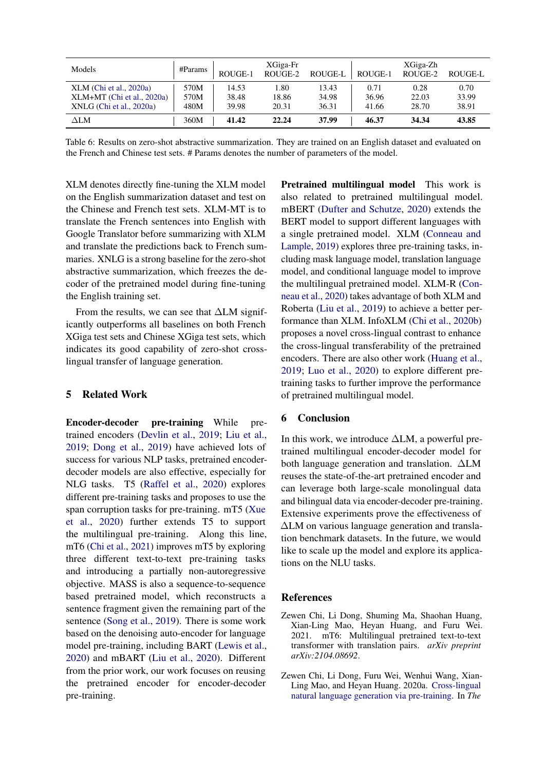| Models | #Params | XGiga-Fr | | | XGiga-Zh | | |
|---|---|---|---|---|---|---|---|
| | | ROUGE-1 | ROUGE-2 | ROUGE-L | ROUGE-1 | ROUGE-2 | ROUGE-L |
| XLM (Chi et al., 2020a) | 570M | 14.53 | 1.80 | 13.43 | 0.71 | 0.28 | 0.70 |
| XLM+MT (Chi et al., 2020a) | 570M | 38.48 | 18.86 | 34.98 | 36.96 | 22.03 | 33.99 |
| XNLG (Chi et al., 2020a) | 480M | 39.98 | 20.31 | 36.31 | 41.66 | 28.70 | 38.91 |
| ΔLM | 360M | **41.42** | **22.24** | **37.99** | **46.37** | **34.34** | **43.85** |

Table 6: Results on zero-shot abstractive summarization. They are trained on an English dataset and evaluated on the French and Chinese test sets. # Params denotes the number of parameters of the model.

XLM denotes directly fine-tuning the XLM model on the English summarization dataset and test on the Chinese and French test sets. XLM-MT is to translate the French sentences into English with Google Translator before summarizing with XLM and translate the predictions back to French summaries. XNLG is a strong baseline for the zero-shot abstractive summarization, which freezes the decoder of the pretrained model during fine-tuning the English training set.

From the results, we can see that ΔLM significantly outperforms all baselines on both French XGiga test sets and Chinese XGiga test sets, which indicates its good capability of zero-shot cross-lingual transfer of language generation.

## 5 Related Work

**Encoder-decoder pre-training** While pretrained encoders (Devlin et al., 2019; Liu et al., 2019; Dong et al., 2019) have achieved lots of success for various NLP tasks, pretrained encoder-decoder models are also effective, especially for NLG tasks. T5 (Raffel et al., 2020) explores different pre-training tasks and proposes to use the span corruption tasks for pre-training. mT5 (Xue et al., 2020) further extends T5 to support the multilingual pre-training. Along this line, mT6 (Chi et al., 2021) improves mT5 by exploring three different text-to-text pre-training tasks and introducing a partially non-autoregressive objective. MASS is also a sequence-to-sequence based pretrained model, which reconstructs a sentence fragment given the remaining part of the sentence (Song et al., 2019). There is some work based on the denoising auto-encoder for language model pre-training, including BART (Lewis et al., 2020) and mBART (Liu et al., 2020). Different from the prior work, our work focuses on reusing the pretrained encoder for encoder-decoder pre-training.

**Pretrained multilingual model** This work is also related to pretrained multilingual model. mBERT (Dufter and Schutze, 2020) extends the BERT model to support different languages with a single pretrained model. XLM (Conneau and Lample, 2019) explores three pre-training tasks, including mask language model, translation language model, and conditional language model to improve the multilingual pretrained model. XLM-R (Conneau et al., 2020) takes advantage of both XLM and Roberta (Liu et al., 2019) to achieve a better performance than XLM. InfoXLM (Chi et al., 2020b) proposes a novel cross-lingual contrast to enhance the cross-lingual transferability of the pretrained encoders. There are also other work (Huang et al., 2019; Luo et al., 2020) to explore different pre-training tasks to further improve the performance of pretrained multilingual model.

## 6 Conclusion

In this work, we introduce ΔLM, a powerful pretrained multilingual encoder-decoder model for both language generation and translation. ΔLM reuses the state-of-the-art pretrained encoder and can leverage both large-scale monolingual data and bilingual data via encoder-decoder pre-training. Extensive experiments prove the effectiveness of ΔLM on various language generation and translation benchmark datasets. In the future, we would like to scale up the model and explore its applications on the NLU tasks.

## References

Zewen Chi, Li Dong, Shuming Ma, Shaohan Huang, Xian-Ling Mao, Heyan Huang, and Furu Wei. 2021. mT6: Multilingual pretrained text-to-text transformer with translation pairs. *arXiv preprint arXiv:2104.08692*.

Zewen Chi, Li Dong, Furu Wei, Wenhui Wang, Xian-Ling Mao, and Heyan Huang. 2020a. Cross-lingual natural language generation via pre-training. In *The*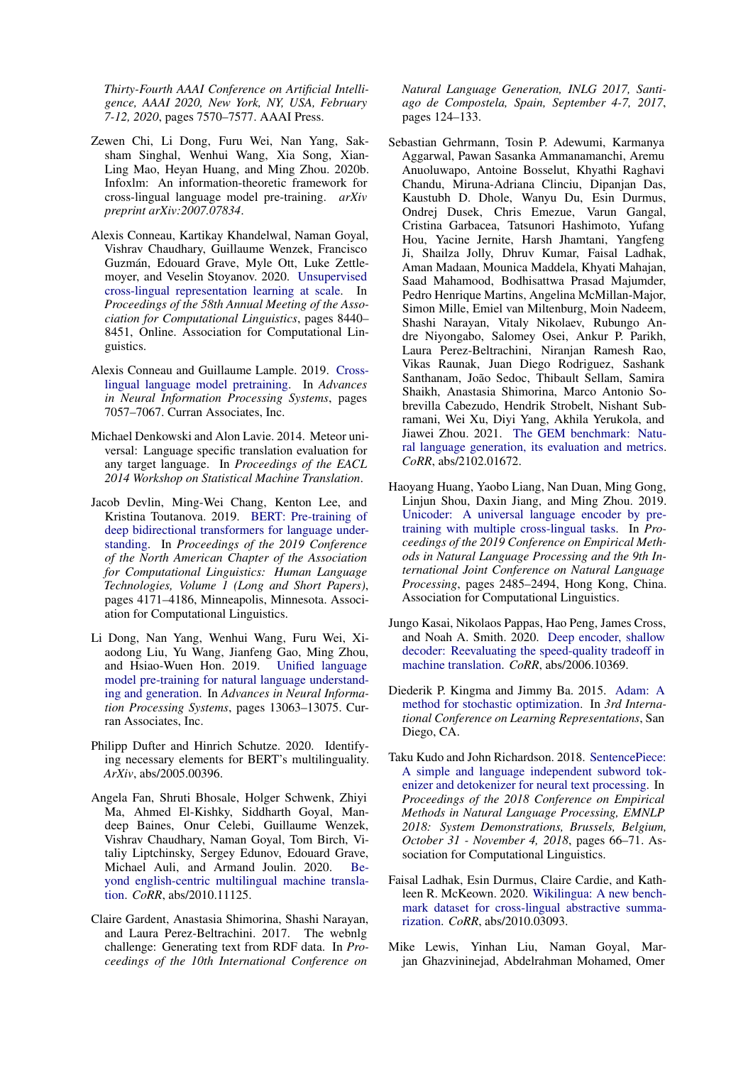Thirty-Fourth AAAI Conference on Artificial Intelligence, AAAI 2020, New York, NY, USA, February 7-12, 2020*, pages 7570–7577. AAAI Press.

Zewen Chi, Li Dong, Furu Wei, Nan Yang, Saksham Singhal, Wenhui Wang, Xia Song, Xian-Ling Mao, Heyan Huang, and Ming Zhou. 2020b. Infoxlm: An information-theoretic framework for cross-lingual language model pre-training. *arXiv preprint arXiv:2007.07834*.

Alexis Conneau, Kartikay Khandelwal, Naman Goyal, Vishrav Chaudhary, Guillaume Wenzek, Francisco Guzmán, Edouard Grave, Myle Ott, Luke Zettlemoyer, and Veselin Stoyanov. 2020. Unsupervised cross-lingual representation learning at scale. In *Proceedings of the 58th Annual Meeting of the Association for Computational Linguistics*, pages 8440–8451, Online. Association for Computational Linguistics.

Alexis Conneau and Guillaume Lample. 2019. Cross-lingual language model pretraining. In *Advances in Neural Information Processing Systems*, pages 7057–7067. Curran Associates, Inc.

Michael Denkowski and Alon Lavie. 2014. Meteor universal: Language specific translation evaluation for any target language. In *Proceedings of the EACL 2014 Workshop on Statistical Machine Translation*.

Jacob Devlin, Ming-Wei Chang, Kenton Lee, and Kristina Toutanova. 2019. BERT: Pre-training of deep bidirectional transformers for language understanding. In *Proceedings of the 2019 Conference of the North American Chapter of the Association for Computational Linguistics: Human Language Technologies, Volume 1 (Long and Short Papers)*, pages 4171–4186, Minneapolis, Minnesota. Association for Computational Linguistics.

Li Dong, Nan Yang, Wenhui Wang, Furu Wei, Xiaodong Liu, Yu Wang, Jianfeng Gao, Ming Zhou, and Hsiao-Wuen Hon. 2019. Unified language model pre-training for natural language understanding and generation. In *Advances in Neural Information Processing Systems*, pages 13063–13075. Curran Associates, Inc.

Philipp Dufter and Hinrich Schutze. 2020. Identifying necessary elements for BERT's multilinguality. *ArXiv*, abs/2005.00396.

Angela Fan, Shruti Bhosale, Holger Schwenk, Zhiyi Ma, Ahmed El-Kishky, Siddharth Goyal, Mandeep Baines, Onur Celebi, Guillaume Wenzek, Vishrav Chaudhary, Naman Goyal, Tom Birch, Vitaliy Liptchinsky, Sergey Edunov, Edouard Grave, Michael Auli, and Armand Joulin. 2020. Beyond english-centric multilingual machine translation. *CoRR*, abs/2010.11125.

Claire Gardent, Anastasia Shimorina, Shashi Narayan, and Laura Perez-Beltrachini. 2017. The webnlg challenge: Generating text from RDF data. In *Proceedings of the 10th International Conference on Natural Language Generation, INLG 2017, Santiago de Compostela, Spain, September 4-7, 2017*, pages 124–133.

Sebastian Gehrmann, Tosin P. Adewumi, Karmanya Aggarwal, Pawan Sasanka Ammanamanchi, Aremu Anuoluwapo, Antoine Bosselut, Khyathi Raghavi Chandu, Miruna-Adriana Clinciu, Dipanjan Das, Kaustubh D. Dhole, Wanyu Du, Esin Durmus, Ondrej Dusek, Chris Emezue, Varun Gangal, Cristina Garbacea, Tatsunori Hashimoto, Yufang Hou, Yacine Jernite, Harsh Jhamtani, Yangfeng Ji, Shailza Jolly, Dhruv Kumar, Faisal Ladhak, Aman Madaan, Mounica Maddela, Khyati Mahajan, Saad Mahamood, Bodhisattwa Prasad Majumder, Pedro Henrique Martins, Angelina McMillan-Major, Simon Mille, Emiel van Miltenburg, Moin Nadeem, Shashi Narayan, Vitaly Nikolaev, Rubungo Andre Niyongabo, Salomey Osei, Ankur P. Parikh, Laura Perez-Beltrachini, Niranjan Ramesh Rao, Vikas Raunak, Juan Diego Rodriguez, Sashank Santhanam, João Sedoc, Thibault Sellam, Samira Shaikh, Anastasia Shimorina, Marco Antonio Sobrevilla Cabezudo, Hendrik Strobelt, Nishant Subramani, Wei Xu, Diyi Yang, Akhila Yerukola, and Jiawei Zhou. 2021. The GEM benchmark: Natural language generation, its evaluation and metrics. *CoRR*, abs/2102.01672.

Haoyang Huang, Yaobo Liang, Nan Duan, Ming Gong, Linjun Shou, Daxin Jiang, and Ming Zhou. 2019. Unicoder: A universal language encoder by pre-training with multiple cross-lingual tasks. In *Proceedings of the 2019 Conference on Empirical Methods in Natural Language Processing and the 9th International Joint Conference on Natural Language Processing*, pages 2485–2494, Hong Kong, China. Association for Computational Linguistics.

Jungo Kasai, Nikolaos Pappas, Hao Peng, James Cross, and Noah A. Smith. 2020. Deep encoder, shallow decoder: Reevaluating the speed-quality tradeoff in machine translation. *CoRR*, abs/2006.10369.

Diederik P. Kingma and Jimmy Ba. 2015. Adam: A method for stochastic optimization. In *3rd International Conference on Learning Representations*, San Diego, CA.

Taku Kudo and John Richardson. 2018. SentencePiece: A simple and language independent subword tokenizer and detokenizer for neural text processing. In *Proceedings of the 2018 Conference on Empirical Methods in Natural Language Processing, EMNLP 2018: System Demonstrations, Brussels, Belgium, October 31 - November 4, 2018*, pages 66–71. Association for Computational Linguistics.

Faisal Ladhak, Esin Durmus, Claire Cardie, and Kathleen R. McKeown. 2020. Wikilingua: A new benchmark dataset for cross-lingual abstractive summarization. *CoRR*, abs/2010.03093.

Mike Lewis, Yinhan Liu, Naman Goyal, Marjan Ghazvininejad, Abdelrahman Mohamed, Omer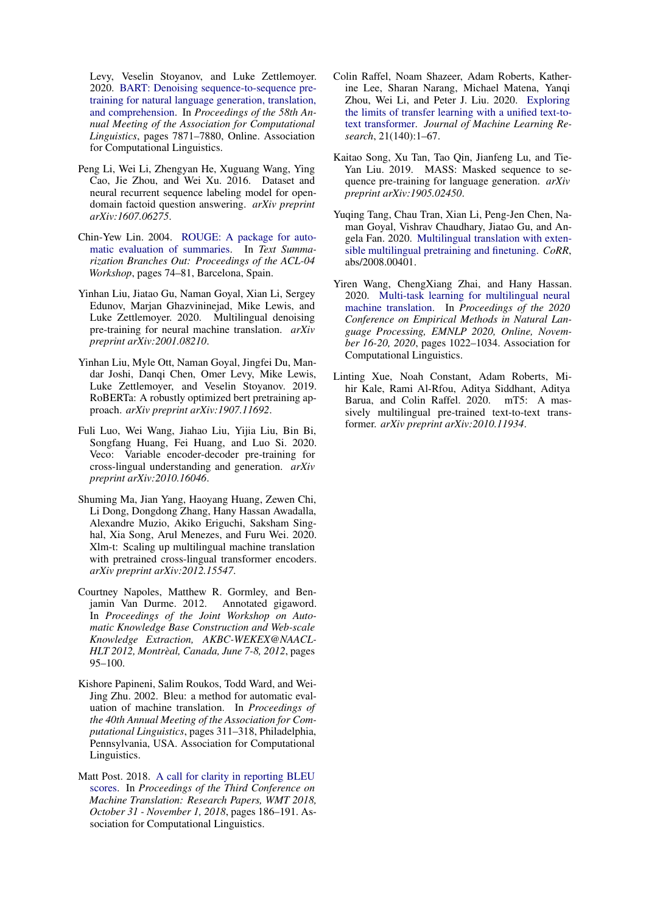Levy, Veselin Stoyanov, and Luke Zettlemoyer. 2020. BART: Denoising sequence-to-sequence pre-training for natural language generation, translation, and comprehension. In *Proceedings of the 58th Annual Meeting of the Association for Computational Linguistics*, pages 7871–7880, Online. Association for Computational Linguistics.

Peng Li, Wei Li, Zhengyan He, Xuguang Wang, Ying Cao, Jie Zhou, and Wei Xu. 2016. Dataset and neural recurrent sequence labeling model for open-domain factoid question answering. *arXiv preprint arXiv:1607.06275*.

Chin-Yew Lin. 2004. ROUGE: A package for automatic evaluation of summaries. In *Text Summarization Branches Out: Proceedings of the ACL-04 Workshop*, pages 74–81, Barcelona, Spain.

Yinhan Liu, Jiatao Gu, Naman Goyal, Xian Li, Sergey Edunov, Marjan Ghazvininejad, Mike Lewis, and Luke Zettlemoyer. 2020. Multilingual denoising pre-training for neural machine translation. *arXiv preprint arXiv:2001.08210*.

Yinhan Liu, Myle Ott, Naman Goyal, Jingfei Du, Mandar Joshi, Danqi Chen, Omer Levy, Mike Lewis, Luke Zettlemoyer, and Veselin Stoyanov. 2019. RoBERTa: A robustly optimized bert pretraining approach. *arXiv preprint arXiv:1907.11692*.

Fuli Luo, Wei Wang, Jiahao Liu, Yijia Liu, Bin Bi, Songfang Huang, Fei Huang, and Luo Si. 2020. Veco: Variable encoder-decoder pre-training for cross-lingual understanding and generation. *arXiv preprint arXiv:2010.16046*.

Shuming Ma, Jian Yang, Haoyang Huang, Zewen Chi, Li Dong, Dongdong Zhang, Hany Hassan Awadalla, Alexandre Muzio, Akiko Eriguchi, Saksham Singhal, Xia Song, Arul Menezes, and Furu Wei. 2020. Xlm-t: Scaling up multilingual machine translation with pretrained cross-lingual transformer encoders. *arXiv preprint arXiv:2012.15547*.

Courtney Napoles, Matthew R. Gormley, and Benjamin Van Durme. 2012. Annotated gigaword. In *Proceedings of the Joint Workshop on Automatic Knowledge Base Construction and Web-scale Knowledge Extraction, AKBC-WEKEX@NAACL-HLT 2012, Montrèal, Canada, June 7-8, 2012*, pages 95–100.

Kishore Papineni, Salim Roukos, Todd Ward, and Wei-Jing Zhu. 2002. Bleu: a method for automatic evaluation of machine translation. In *Proceedings of the 40th Annual Meeting of the Association for Computational Linguistics*, pages 311–318, Philadelphia, Pennsylvania, USA. Association for Computational Linguistics.

Matt Post. 2018. A call for clarity in reporting BLEU scores. In *Proceedings of the Third Conference on Machine Translation: Research Papers, WMT 2018, October 31 - November 1, 2018*, pages 186–191. Association for Computational Linguistics.

Colin Raffel, Noam Shazeer, Adam Roberts, Katherine Lee, Sharan Narang, Michael Matena, Yanqi Zhou, Wei Li, and Peter J. Liu. 2020. Exploring the limits of transfer learning with a unified text-to-text transformer. *Journal of Machine Learning Research*, 21(140):1–67.

Kaitao Song, Xu Tan, Tao Qin, Jianfeng Lu, and Tie-Yan Liu. 2019. MASS: Masked sequence to sequence pre-training for language generation. *arXiv preprint arXiv:1905.02450*.

Yuqing Tang, Chau Tran, Xian Li, Peng-Jen Chen, Naman Goyal, Vishrav Chaudhary, Jiatao Gu, and Angela Fan. 2020. Multilingual translation with extensible multilingual pretraining and finetuning. *CoRR*, abs/2008.00401.

Yiren Wang, ChengXiang Zhai, and Hany Hassan. 2020. Multi-task learning for multilingual neural machine translation. In *Proceedings of the 2020 Conference on Empirical Methods in Natural Language Processing, EMNLP 2020, Online, November 16-20, 2020*, pages 1022–1034. Association for Computational Linguistics.

Linting Xue, Noah Constant, Adam Roberts, Mihir Kale, Rami Al-Rfou, Aditya Siddhant, Aditya Barua, and Colin Raffel. 2020. mT5: A massively multilingual pre-trained text-to-text transformer. *arXiv preprint arXiv:2010.11934*.